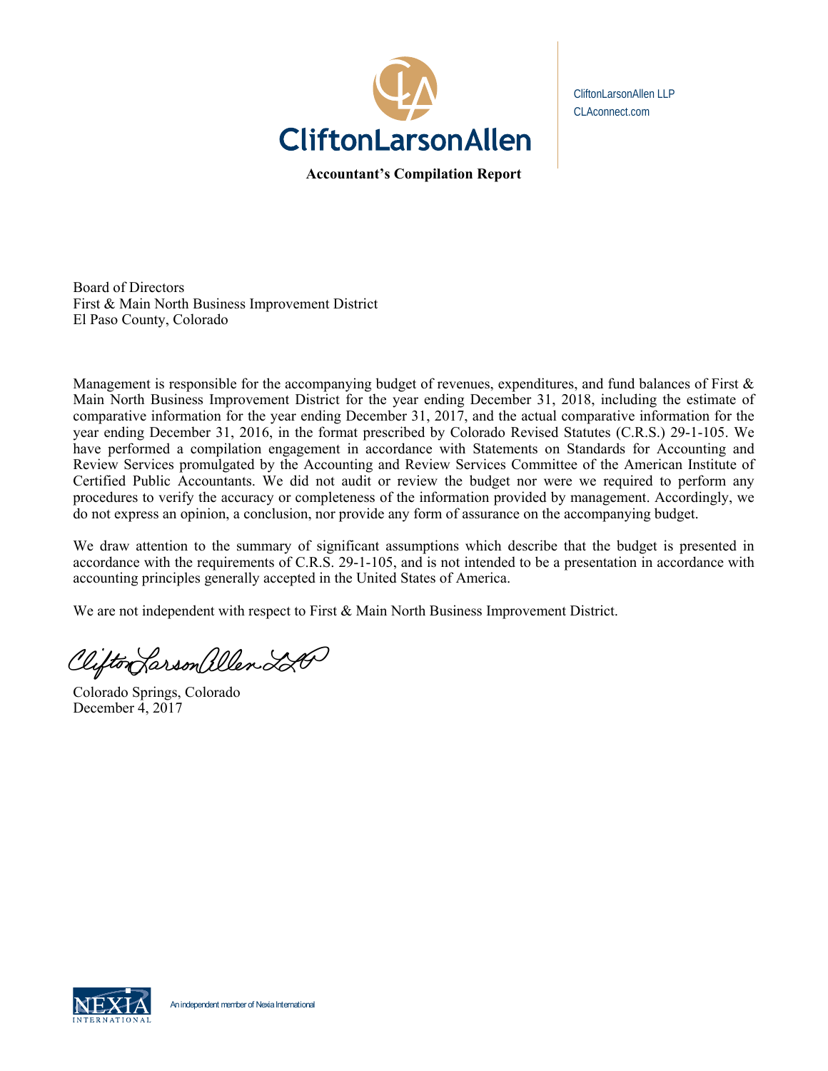CliftonLarsonAllen

CliftonLarsonAllen LLP
CLAconnect.com

**Accountant's Compilation Report**

Board of Directors
First & Main North Business Improvement District
El Paso County, Colorado

Management is responsible for the accompanying budget of revenues, expenditures, and fund balances of First & Main North Business Improvement District for the year ending December 31, 2018, including the estimate of comparative information for the year ending December 31, 2017, and the actual comparative information for the year ending December 31, 2016, in the format prescribed by Colorado Revised Statutes (C.R.S.) 29-1-105. We have performed a compilation engagement in accordance with Statements on Standards for Accounting and Review Services promulgated by the Accounting and Review Services Committee of the American Institute of Certified Public Accountants. We did not audit or review the budget nor were we required to perform any procedures to verify the accuracy or completeness of the information provided by management. Accordingly, we do not express an opinion, a conclusion, nor provide any form of assurance on the accompanying budget.

We draw attention to the summary of significant assumptions which describe that the budget is presented in accordance with the requirements of C.R.S. 29-1-105, and is not intended to be a presentation in accordance with accounting principles generally accepted in the United States of America.

We are not independent with respect to First & Main North Business Improvement District.

CliftonLarsonAllen LLP

Colorado Springs, Colorado
December 4, 2017

NEXIA INTERNATIONAL An independent member of Nexia International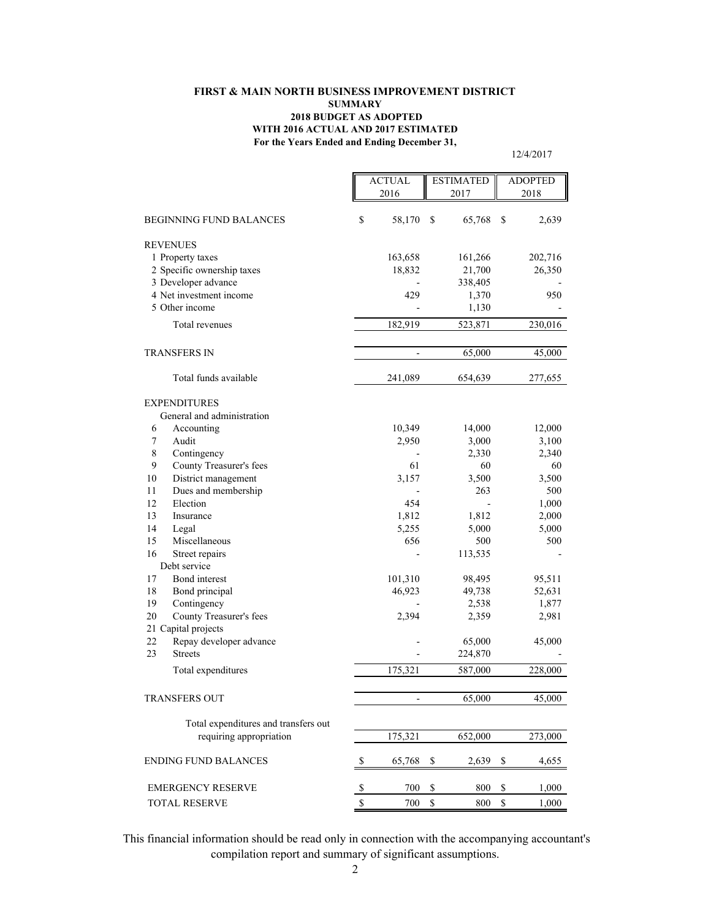**FIRST & MAIN NORTH BUSINESS IMPROVEMENT DISTRICT**
**SUMMARY**
**2018 BUDGET AS ADOPTED**
**WITH 2016 ACTUAL AND 2017 ESTIMATED**
**For the Years Ended and Ending December 31,**

12/4/2017

| | ACTUAL 2016 | ESTIMATED 2017 | ADOPTED 2018 |
|---|---|---|---|
| BEGINNING FUND BALANCES | $ 58,170 | $ 65,768 | $ 2,639 |
| REVENUES | | | |
| 1 Property taxes | 163,658 | 161,266 | 202,716 |
| 2 Specific ownership taxes | 18,832 | 21,700 | 26,350 |
| 3 Developer advance | - | 338,405 | - |
| 4 Net investment income | 429 | 1,370 | 950 |
| 5 Other income | - | 1,130 | - |
| Total revenues | 182,919 | 523,871 | 230,016 |
| TRANSFERS IN | - | 65,000 | 45,000 |
| Total funds available | 241,089 | 654,639 | 277,655 |
| EXPENDITURES | | | |
| General and administration | | | |
| 6 Accounting | 10,349 | 14,000 | 12,000 |
| 7 Audit | 2,950 | 3,000 | 3,100 |
| 8 Contingency | - | 2,330 | 2,340 |
| 9 County Treasurer's fees | 61 | 60 | 60 |
| 10 District management | 3,157 | 3,500 | 3,500 |
| 11 Dues and membership | - | 263 | 500 |
| 12 Election | 454 | - | 1,000 |
| 13 Insurance | 1,812 | 1,812 | 2,000 |
| 14 Legal | 5,255 | 5,000 | 5,000 |
| 15 Miscellaneous | 656 | 500 | 500 |
| 16 Street repairs | - | 113,535 | - |
| Debt service | | | |
| 17 Bond interest | 101,310 | 98,495 | 95,511 |
| 18 Bond principal | 46,923 | 49,738 | 52,631 |
| 19 Contingency | - | 2,538 | 1,877 |
| 20 County Treasurer's fees | 2,394 | 2,359 | 2,981 |
| 21 Capital projects | | | |
| 22 Repay developer advance | - | 65,000 | 45,000 |
| 23 Streets | - | 224,870 | - |
| Total expenditures | 175,321 | 587,000 | 228,000 |
| TRANSFERS OUT | - | 65,000 | 45,000 |
| Total expenditures and transfers out requiring appropriation | 175,321 | 652,000 | 273,000 |
| ENDING FUND BALANCES | $ 65,768 | $ 2,639 | $ 4,655 |
| EMERGENCY RESERVE | $ 700 | $ 800 | $ 1,000 |
| TOTAL RESERVE | $ 700 | $ 800 | $ 1,000 |

This financial information should be read only in connection with the accompanying accountant's compilation report and summary of significant assumptions.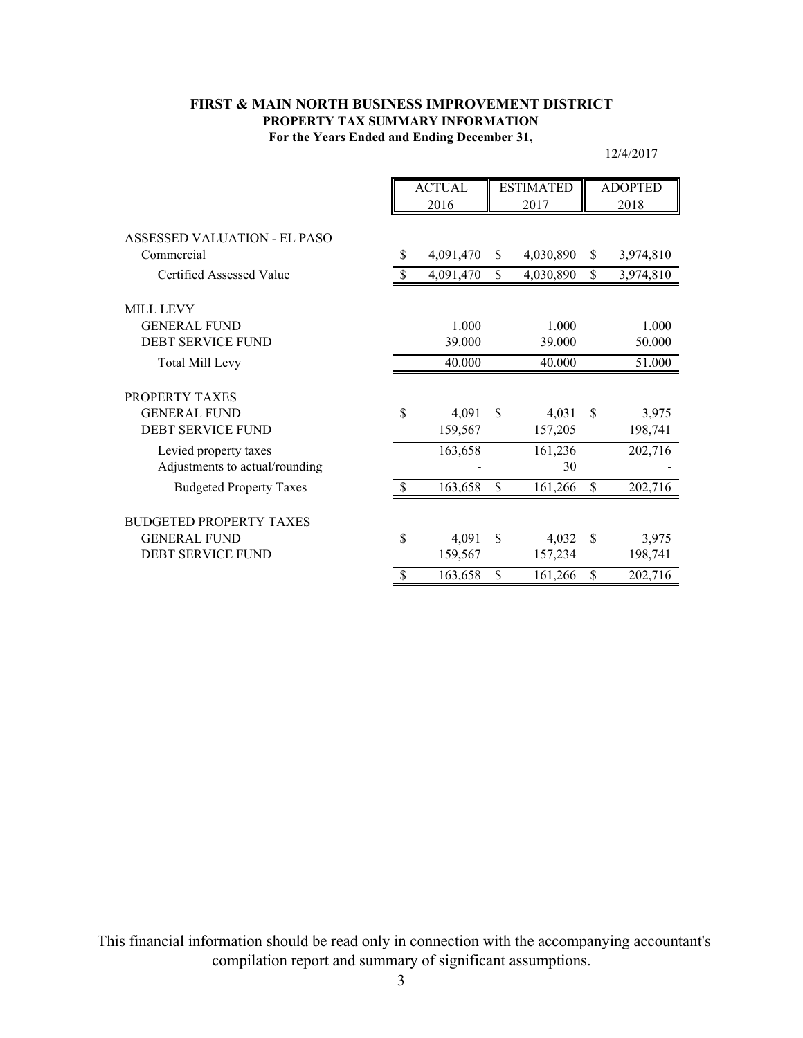**FIRST & MAIN NORTH BUSINESS IMPROVEMENT DISTRICT**
**PROPERTY TAX SUMMARY INFORMATION**
**For the Years Ended and Ending December 31,**

12/4/2017

| | ACTUAL 2016 | ESTIMATED 2017 | ADOPTED 2018 |
|---|---|---|---|
| ASSESSED VALUATION - EL PASO | | | |
| Commercial | $ 4,091,470 | $ 4,030,890 | $ 3,974,810 |
| Certified Assessed Value | $ 4,091,470 | $ 4,030,890 | $ 3,974,810 |
| | | | |
| MILL LEVY | | | |
| GENERAL FUND | 1.000 | 1.000 | 1.000 |
| DEBT SERVICE FUND | 39.000 | 39.000 | 50.000 |
| Total Mill Levy | 40.000 | 40.000 | 51.000 |
| | | | |
| PROPERTY TAXES | | | |
| GENERAL FUND | $ 4,091 | $ 4,031 | $ 3,975 |
| DEBT SERVICE FUND | 159,567 | 157,205 | 198,741 |
| Levied property taxes | 163,658 | 161,236 | 202,716 |
| Adjustments to actual/rounding | - | 30 | - |
| Budgeted Property Taxes | $ 163,658 | $ 161,266 | $ 202,716 |
| | | | |
| BUDGETED PROPERTY TAXES | | | |
| GENERAL FUND | $ 4,091 | $ 4,032 | $ 3,975 |
| DEBT SERVICE FUND | 159,567 | 157,234 | 198,741 |
| | $ 163,658 | $ 161,266 | $ 202,716 |

This financial information should be read only in connection with the accompanying accountant's compilation report and summary of significant assumptions.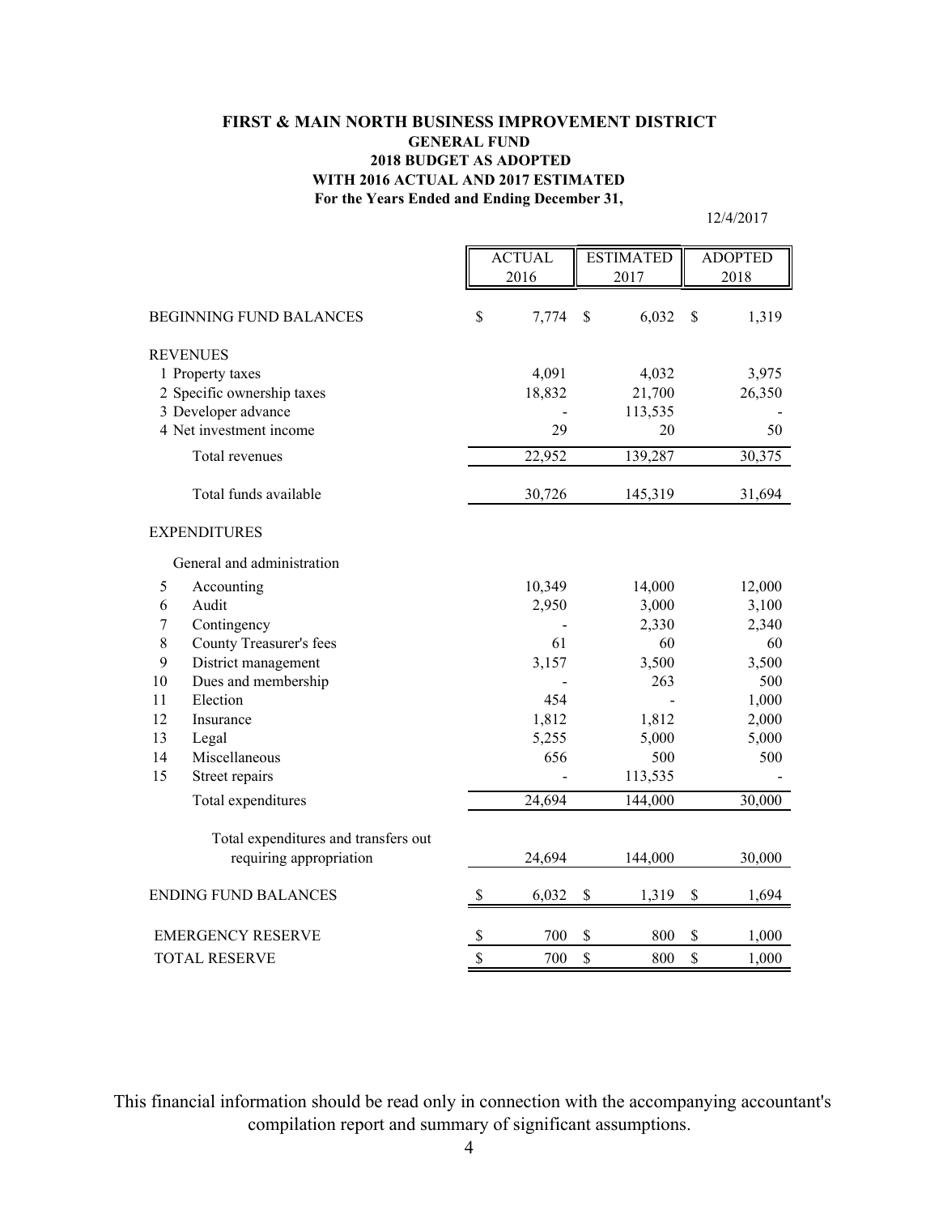**FIRST & MAIN NORTH BUSINESS IMPROVEMENT DISTRICT**
**GENERAL FUND**
**2018 BUDGET AS ADOPTED**
**WITH 2016 ACTUAL AND 2017 ESTIMATED**
**For the Years Ended and Ending December 31,**

12/4/2017

| | ACTUAL 2016 | ESTIMATED 2017 | ADOPTED 2018 |
|---|---|---|---|
| BEGINNING FUND BALANCES | $ 7,774 | $ 6,032 | $ 1,319 |
| REVENUES | | | |
| 1 Property taxes | 4,091 | 4,032 | 3,975 |
| 2 Specific ownership taxes | 18,832 | 21,700 | 26,350 |
| 3 Developer advance | - | 113,535 | - |
| 4 Net investment income | 29 | 20 | 50 |
| Total revenues | 22,952 | 139,287 | 30,375 |
| Total funds available | 30,726 | 145,319 | 31,694 |
| EXPENDITURES | | | |
| General and administration | | | |
| 5 Accounting | 10,349 | 14,000 | 12,000 |
| 6 Audit | 2,950 | 3,000 | 3,100 |
| 7 Contingency | - | 2,330 | 2,340 |
| 8 County Treasurer's fees | 61 | 60 | 60 |
| 9 District management | 3,157 | 3,500 | 3,500 |
| 10 Dues and membership | - | 263 | 500 |
| 11 Election | 454 | - | 1,000 |
| 12 Insurance | 1,812 | 1,812 | 2,000 |
| 13 Legal | 5,255 | 5,000 | 5,000 |
| 14 Miscellaneous | 656 | 500 | 500 |
| 15 Street repairs | - | 113,535 | - |
| Total expenditures | 24,694 | 144,000 | 30,000 |
| Total expenditures and transfers out requiring appropriation | 24,694 | 144,000 | 30,000 |
| ENDING FUND BALANCES | $ 6,032 | $ 1,319 | $ 1,694 |
| EMERGENCY RESERVE | $ 700 | $ 800 | $ 1,000 |
| TOTAL RESERVE | $ 700 | $ 800 | $ 1,000 |

This financial information should be read only in connection with the accompanying accountant's compilation report and summary of significant assumptions.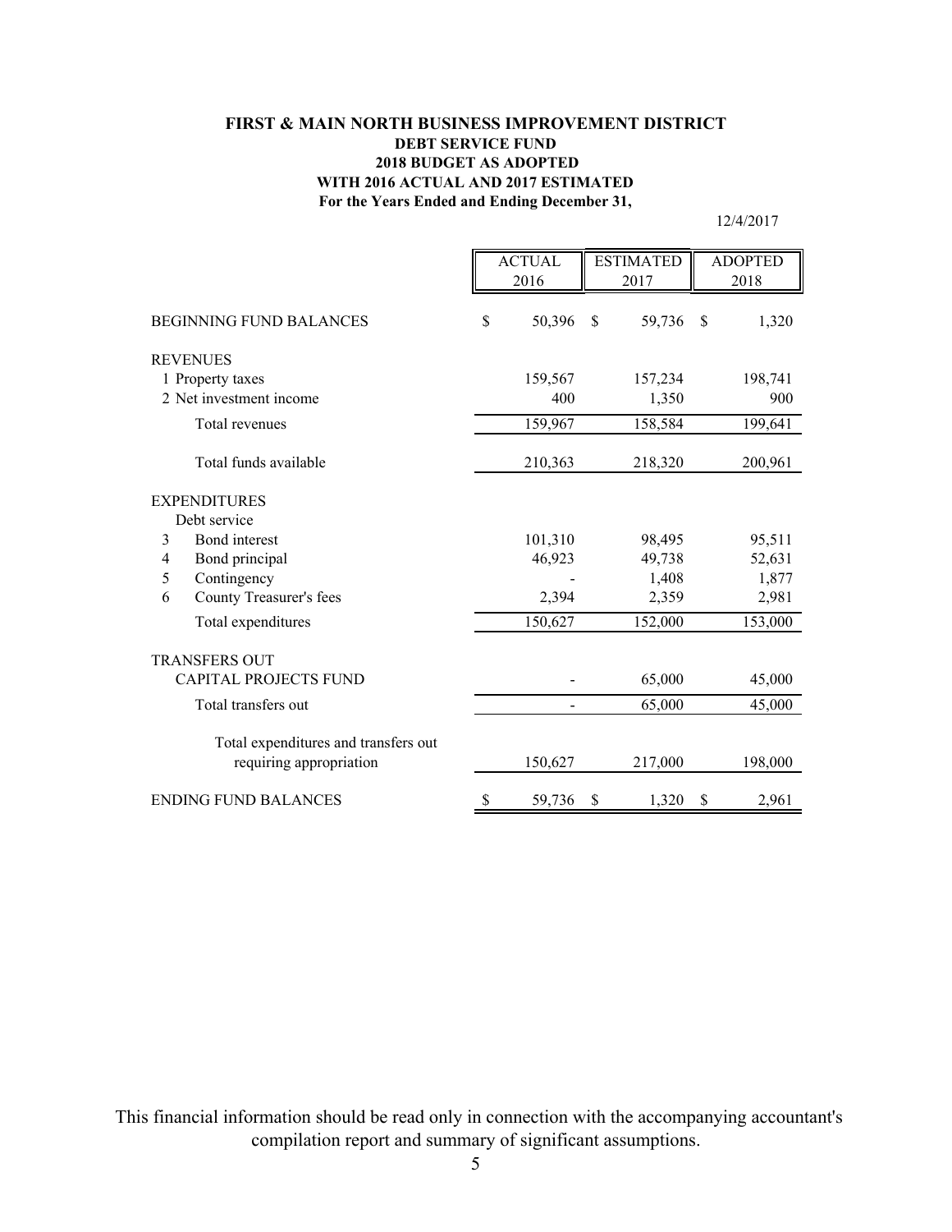**FIRST & MAIN NORTH BUSINESS IMPROVEMENT DISTRICT**
**DEBT SERVICE FUND**
**2018 BUDGET AS ADOPTED**
**WITH 2016 ACTUAL AND 2017 ESTIMATED**
**For the Years Ended and Ending December 31,**

12/4/2017

| | ACTUAL 2016 | ESTIMATED 2017 | ADOPTED 2018 |
|---|---|---|---|
| BEGINNING FUND BALANCES | $ 50,396 | $ 59,736 | $ 1,320 |
| REVENUES | | | |
| 1 Property taxes | 159,567 | 157,234 | 198,741 |
| 2 Net investment income | 400 | 1,350 | 900 |
| Total revenues | 159,967 | 158,584 | 199,641 |
| Total funds available | 210,363 | 218,320 | 200,961 |
| EXPENDITURES | | | |
| Debt service | | | |
| 3 Bond interest | 101,310 | 98,495 | 95,511 |
| 4 Bond principal | 46,923 | 49,738 | 52,631 |
| 5 Contingency | - | 1,408 | 1,877 |
| 6 County Treasurer's fees | 2,394 | 2,359 | 2,981 |
| Total expenditures | 150,627 | 152,000 | 153,000 |
| TRANSFERS OUT | | | |
| CAPITAL PROJECTS FUND | - | 65,000 | 45,000 |
| Total transfers out | - | 65,000 | 45,000 |
| Total expenditures and transfers out requiring appropriation | 150,627 | 217,000 | 198,000 |
| ENDING FUND BALANCES | $ 59,736 | $ 1,320 | $ 2,961 |

This financial information should be read only in connection with the accompanying accountant's compilation report and summary of significant assumptions.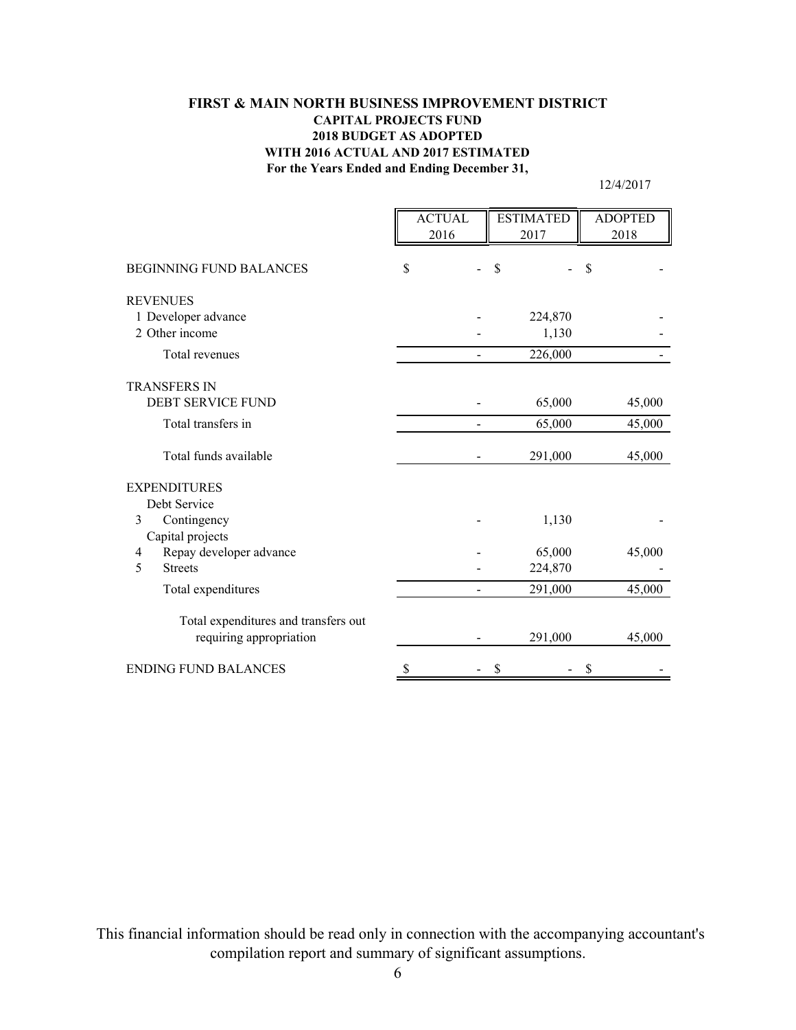**FIRST & MAIN NORTH BUSINESS IMPROVEMENT DISTRICT**
**CAPITAL PROJECTS FUND**
**2018 BUDGET AS ADOPTED**
**WITH 2016 ACTUAL AND 2017 ESTIMATED**
**For the Years Ended and Ending December 31,**

12/4/2017

| | ACTUAL 2016 | ESTIMATED 2017 | ADOPTED 2018 |
|---|---|---|---|
| BEGINNING FUND BALANCES | $ - | $ - | $ - |
| REVENUES | | | |
| 1 Developer advance | - | 224,870 | - |
| 2 Other income | - | 1,130 | - |
| Total revenues | - | 226,000 | - |
| TRANSFERS IN | | | |
| DEBT SERVICE FUND | - | 65,000 | 45,000 |
| Total transfers in | - | 65,000 | 45,000 |
| Total funds available | - | 291,000 | 45,000 |
| EXPENDITURES | | | |
| Debt Service | | | |
| 3 Contingency | - | 1,130 | - |
| Capital projects | | | |
| 4 Repay developer advance | - | 65,000 | 45,000 |
| 5 Streets | - | 224,870 | - |
| Total expenditures | - | 291,000 | 45,000 |
| Total expenditures and transfers out requiring appropriation | - | 291,000 | 45,000 |
| ENDING FUND BALANCES | $ - | $ - | $ - |

This financial information should be read only in connection with the accompanying accountant's compilation report and summary of significant assumptions.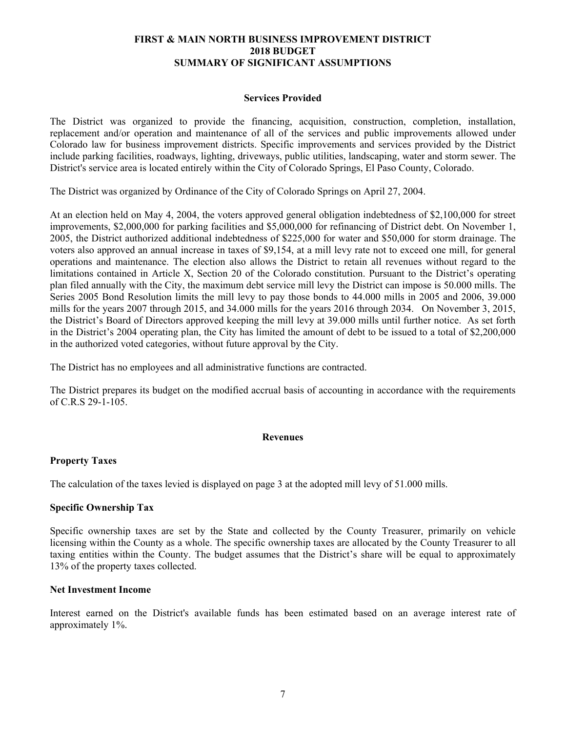# FIRST & MAIN NORTH BUSINESS IMPROVEMENT DISTRICT
# 2018 BUDGET
# SUMMARY OF SIGNIFICANT ASSUMPTIONS

## Services Provided

The District was organized to provide the financing, acquisition, construction, completion, installation, replacement and/or operation and maintenance of all of the services and public improvements allowed under Colorado law for business improvement districts. Specific improvements and services provided by the District include parking facilities, roadways, lighting, driveways, public utilities, landscaping, water and storm sewer. The District's service area is located entirely within the City of Colorado Springs, El Paso County, Colorado.

The District was organized by Ordinance of the City of Colorado Springs on April 27, 2004.

At an election held on May 4, 2004, the voters approved general obligation indebtedness of $2,100,000 for street improvements, $2,000,000 for parking facilities and $5,000,000 for refinancing of District debt. On November 1, 2005, the District authorized additional indebtedness of $225,000 for water and $50,000 for storm drainage. The voters also approved an annual increase in taxes of $9,154, at a mill levy rate not to exceed one mill, for general operations and maintenance. The election also allows the District to retain all revenues without regard to the limitations contained in Article X, Section 20 of the Colorado constitution. Pursuant to the District's operating plan filed annually with the City, the maximum debt service mill levy the District can impose is 50.000 mills. The Series 2005 Bond Resolution limits the mill levy to pay those bonds to 44.000 mills in 2005 and 2006, 39.000 mills for the years 2007 through 2015, and 34.000 mills for the years 2016 through 2034. On November 3, 2015, the District's Board of Directors approved keeping the mill levy at 39.000 mills until further notice. As set forth in the District's 2004 operating plan, the City has limited the amount of debt to be issued to a total of $2,200,000 in the authorized voted categories, without future approval by the City.

The District has no employees and all administrative functions are contracted.

The District prepares its budget on the modified accrual basis of accounting in accordance with the requirements of C.R.S 29-1-105.

## Revenues

### Property Taxes

The calculation of the taxes levied is displayed on page 3 at the adopted mill levy of 51.000 mills.

### Specific Ownership Tax

Specific ownership taxes are set by the State and collected by the County Treasurer, primarily on vehicle licensing within the County as a whole. The specific ownership taxes are allocated by the County Treasurer to all taxing entities within the County. The budget assumes that the District's share will be equal to approximately 13% of the property taxes collected.

### Net Investment Income

Interest earned on the District's available funds has been estimated based on an average interest rate of approximately 1%.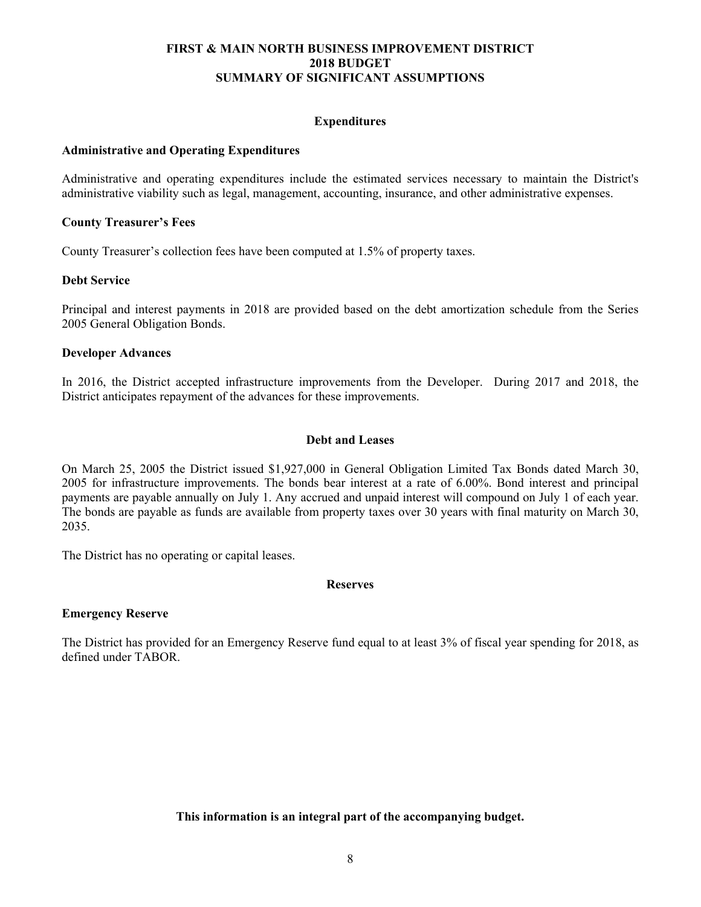# FIRST & MAIN NORTH BUSINESS IMPROVEMENT DISTRICT
## 2018 BUDGET
## SUMMARY OF SIGNIFICANT ASSUMPTIONS

### Expenditures

**Administrative and Operating Expenditures**

Administrative and operating expenditures include the estimated services necessary to maintain the District's administrative viability such as legal, management, accounting, insurance, and other administrative expenses.

**County Treasurer's Fees**

County Treasurer's collection fees have been computed at 1.5% of property taxes.

**Debt Service**

Principal and interest payments in 2018 are provided based on the debt amortization schedule from the Series 2005 General Obligation Bonds.

**Developer Advances**

In 2016, the District accepted infrastructure improvements from the Developer. During 2017 and 2018, the District anticipates repayment of the advances for these improvements.

### Debt and Leases

On March 25, 2005 the District issued $1,927,000 in General Obligation Limited Tax Bonds dated March 30, 2005 for infrastructure improvements. The bonds bear interest at a rate of 6.00%. Bond interest and principal payments are payable annually on July 1. Any accrued and unpaid interest will compound on July 1 of each year. The bonds are payable as funds are available from property taxes over 30 years with final maturity on March 30, 2035.

The District has no operating or capital leases.

### Reserves

**Emergency Reserve**

The District has provided for an Emergency Reserve fund equal to at least 3% of fiscal year spending for 2018, as defined under TABOR.

**This information is an integral part of the accompanying budget.**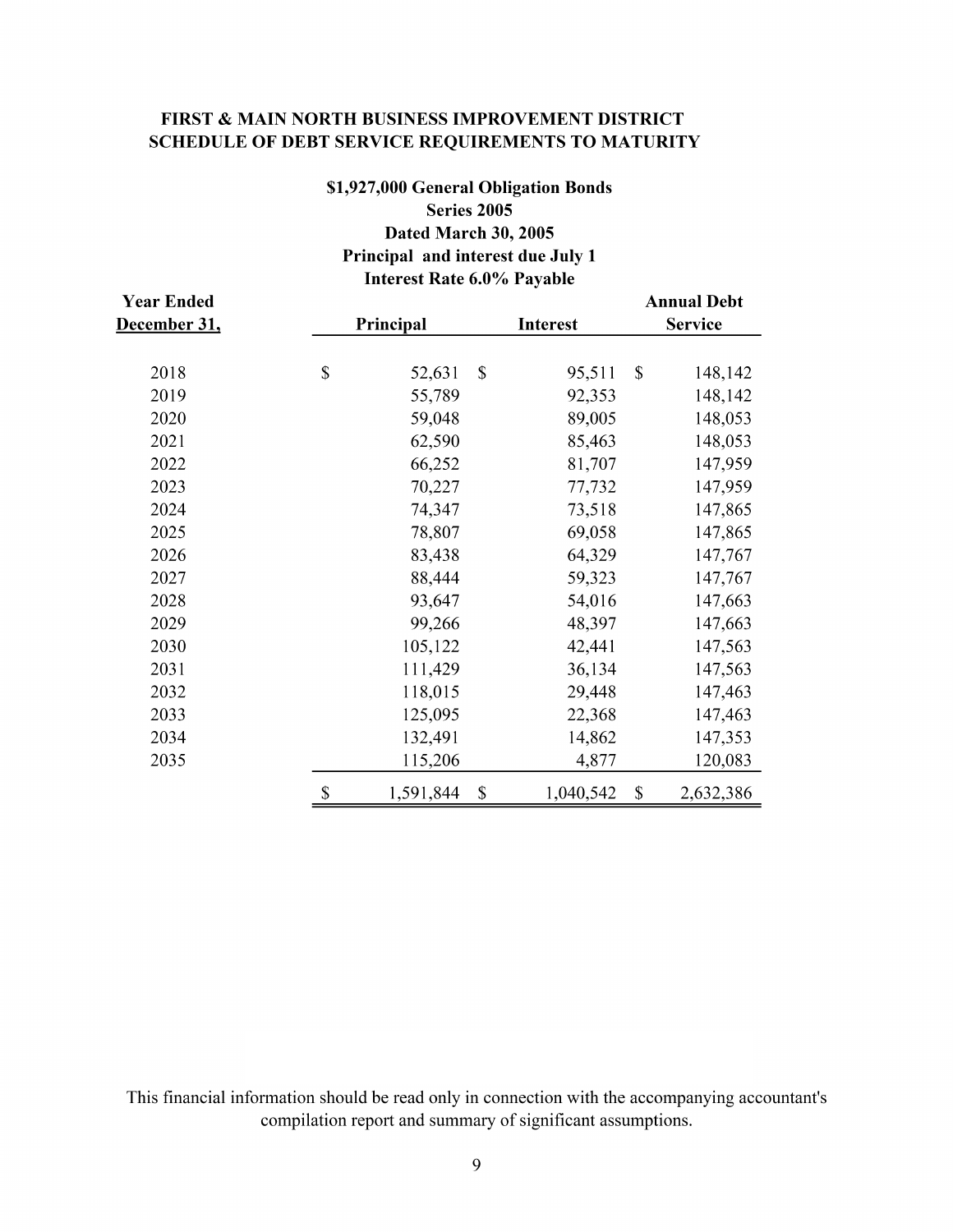**FIRST & MAIN NORTH BUSINESS IMPROVEMENT DISTRICT**
**SCHEDULE OF DEBT SERVICE REQUIREMENTS TO MATURITY**

**$1,927,000 General Obligation Bonds**
**Series 2005**
**Dated March 30, 2005**
**Principal and interest due July 1**
**Interest Rate 6.0% Payable**

| Year Ended December 31, | Principal | Interest | Annual Debt Service |
|---|---|---|---|
| 2018 | $ 52,631 | $ 95,511 | $ 148,142 |
| 2019 | 55,789 | 92,353 | 148,142 |
| 2020 | 59,048 | 89,005 | 148,053 |
| 2021 | 62,590 | 85,463 | 148,053 |
| 2022 | 66,252 | 81,707 | 147,959 |
| 2023 | 70,227 | 77,732 | 147,959 |
| 2024 | 74,347 | 73,518 | 147,865 |
| 2025 | 78,807 | 69,058 | 147,865 |
| 2026 | 83,438 | 64,329 | 147,767 |
| 2027 | 88,444 | 59,323 | 147,767 |
| 2028 | 93,647 | 54,016 | 147,663 |
| 2029 | 99,266 | 48,397 | 147,663 |
| 2030 | 105,122 | 42,441 | 147,563 |
| 2031 | 111,429 | 36,134 | 147,563 |
| 2032 | 118,015 | 29,448 | 147,463 |
| 2033 | 125,095 | 22,368 | 147,463 |
| 2034 | 132,491 | 14,862 | 147,353 |
| 2035 | 115,206 | 4,877 | 120,083 |
| | $ 1,591,844 | $ 1,040,542 | $ 2,632,386 |

This financial information should be read only in connection with the accompanying accountant's compilation report and summary of significant assumptions.